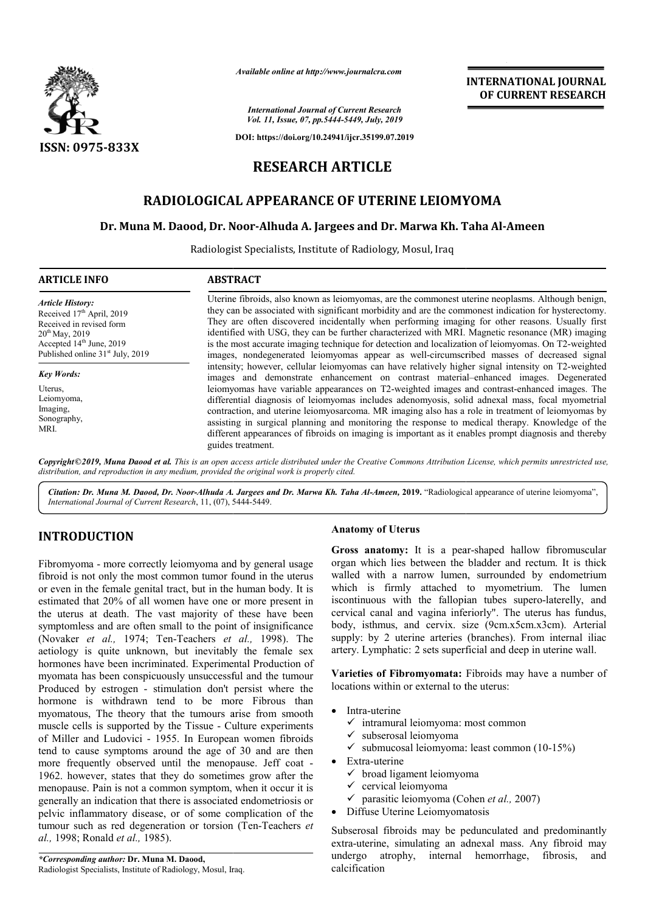*Available online at http://www.journalcra.com*

*International Journal of Current Research*
*Vol. 11, Issue, 07, pp.5444-5449, July, 2019*

**DOI: https://doi.org/10.24941/ijcr.35199.07.2019**

**ISSN: 0975-833X**

**INTERNATIONAL JOURNAL OF CURRENT RESEARCH**

# RESEARCH ARTICLE

## RADIOLOGICAL APPEARANCE OF UTERINE LEIOMYOMA

**Dr. Muna M. Daood, Dr. Noor-Alhuda A. Jargees and Dr. Marwa Kh. Taha Al-Ameen**

Radiologist Specialists, Institute of Radiology, Mosul, Iraq

**ARTICLE INFO**

*Article History:*
Received 17th April, 2019
Received in revised form 20th May, 2019
Accepted 14th June, 2019
Published online 31st July, 2019

*Key Words:*
Uterus,
Leiomyoma,
Imaging,
Sonography,
MRI.

**ABSTRACT**

Uterine fibroids, also known as leiomyomas, are the commonest uterine neoplasms. Although benign, they can be associated with significant morbidity and are the commonest indication for hysterectomy. They are often discovered incidentally when performing imaging for other reasons. Usually first identified with USG, they can be further characterized with MRI. Magnetic resonance (MR) imaging is the most accurate imaging technique for detection and localization of leiomyomas. On T2-weighted images, nondegenerated leiomyomas appear as well-circumscribed masses of decreased signal intensity; however, cellular leiomyomas can have relatively higher signal intensity on T2-weighted images and demonstrate enhancement on contrast material–enhanced images. Degenerated leiomyomas have variable appearances on T2-weighted images and contrast-enhanced images. The differential diagnosis of leiomyomas includes adenomyosis, solid adnexal mass, focal myometrial contraction, and uterine leiomyosarcoma. MR imaging also has a role in treatment of leiomyomas by assisting in surgical planning and monitoring the response to medical therapy. Knowledge of the different appearances of fibroids on imaging is important as it enables prompt diagnosis and thereby guides treatment.

*Copyright©2019, Muna Daood et al. This is an open access article distributed under the Creative Commons Attribution License, which permits unrestricted use, distribution, and reproduction in any medium, provided the original work is properly cited.*

*Citation: Dr. Muna M. Daood, Dr. Noor-Alhuda A. Jargees and Dr. Marwa Kh. Taha Al-Ameen, 2019. "Radiological appearance of uterine leiomyoma", International Journal of Current Research, 11, (07), 5444-5449.*

## INTRODUCTION

Fibromyoma - more correctly leiomyoma and by general usage fibroid is not only the most common tumor found in the uterus or even in the female genital tract, but in the human body. It is estimated that 20% of all women have one or more present in the uterus at death. The vast majority of these have been symptomless and are often small to the point of insignificance (Novaker *et al.,* 1974; Ten-Teachers *et al.,* 1998). The aetiology is quite unknown, but inevitably the female sex hormones have been incriminated. Experimental Production of myomata has been conspicuously unsuccessful and the tumour Produced by estrogen - stimulation don't persist where the hormone is withdrawn tend to be more Fibrous than myomatous, The theory that the tumours arise from smooth muscle cells is supported by the Tissue - Culture experiments of Miller and Ludovici - 1955. In European women fibroids tend to cause symptoms around the age of 30 and are then more frequently observed until the menopause. Jeff coat - 1962. however, states that they do sometimes grow after the menopause. Pain is not a common symptom, when it occur it is generally an indication that there is associated endometriosis or pelvic inflammatory disease, or of some complication of the tumour such as red degeneration or torsion (Ten-Teachers *et al.,* 1998; Ronald *et al.,* 1985).

### Anatomy of Uterus

**Gross anatomy:** It is a pear-shaped hallow fibromuscular organ which lies between the bladder and rectum. It is thick walled with a narrow lumen, surrounded by endometrium which is firmly attached to myometrium. The lumen iscontinuous with the fallopian tubes supero-laterelly, and cervical canal and vagina inferiorly". The uterus has fundus, body, isthmus, and cervix. size (9cm.x5cm.x3cm). Arterial supply: by 2 uterine arteries (branches). From internal iliac artery. Lymphatic: 2 sets superficial and deep in uterine wall.

**Varieties of Fibromyomata:** Fibroids may have a number of locations within or external to the uterus:

- Intra-uterine
  - ✓ intramural leiomyoma: most common
  - ✓ subserosal leiomyoma
  - ✓ submucosal leiomyoma: least common (10-15%)
- Extra-uterine
  - ✓ broad ligament leiomyoma
  - ✓ cervical leiomyoma
  - ✓ parasitic leiomyoma (Cohen *et al.,* 2007)
- Diffuse Uterine Leiomyomatosis

Subserosal fibroids may be pedunculated and predominantly extra-uterine, simulating an adnexal mass. Any fibroid may undergo atrophy, internal hemorrhage, fibrosis, and calcification

**\*Corresponding author: Dr. Muna M. Daood,**
Radiologist Specialists, Institute of Radiology, Mosul, Iraq.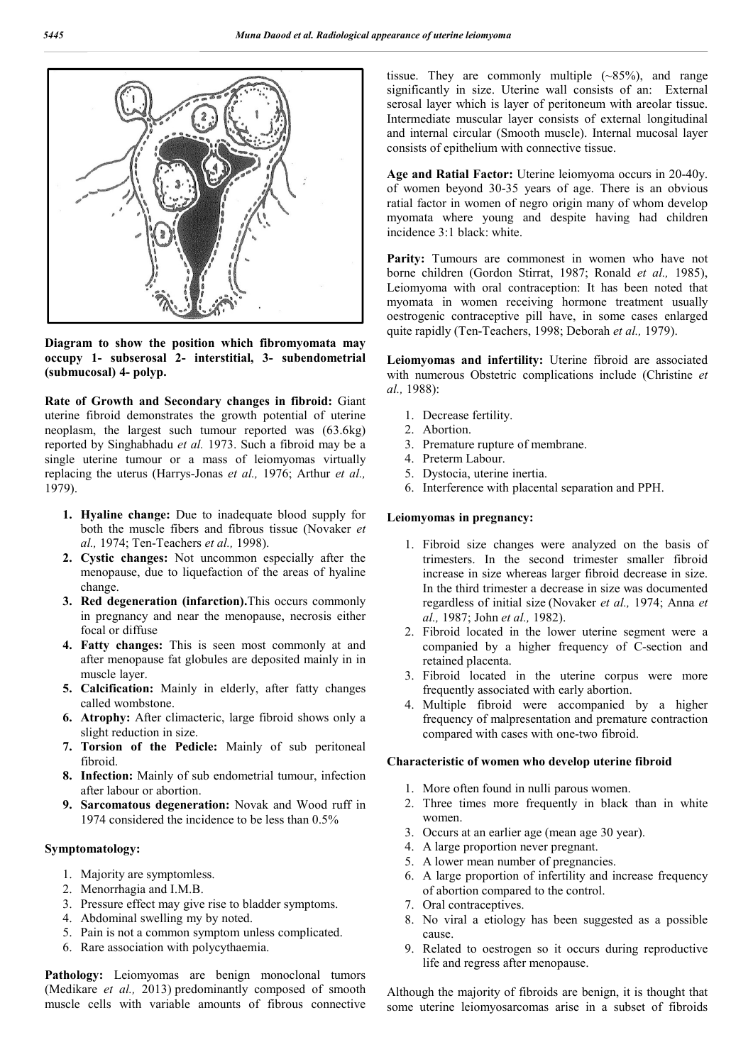**Diagram to show the position which fibromyomata may occupy 1- subserosal 2- interstitial, 3- subendometrial (submucosal) 4- polyp.**

**Rate of Growth and Secondary changes in fibroid:** Giant uterine fibroid demonstrates the growth potential of uterine neoplasm, the largest such tumour reported was (63.6kg) reported by Singhabhadu *et al.* 1973. Such a fibroid may be a single uterine tumour or a mass of leiomyomas virtually replacing the uterus (Harrys-Jonas *et al.,* 1976; Arthur *et al.,* 1979).

1. **Hyaline change:** Due to inadequate blood supply for both the muscle fibers and fibrous tissue (Novaker *et al.,* 1974; Ten-Teachers *et al.,* 1998).
2. **Cystic changes:** Not uncommon especially after the menopause, due to liquefaction of the areas of hyaline change.
3. **Red degeneration (infarction).**This occurs commonly in pregnancy and near the menopause, necrosis either focal or diffuse
4. **Fatty changes:** This is seen most commonly at and after menopause fat globules are deposited mainly in in muscle layer.
5. **Calcification:** Mainly in elderly, after fatty changes called wombstone.
6. **Atrophy:** After climacteric, large fibroid shows only a slight reduction in size.
7. **Torsion of the Pedicle:** Mainly of sub peritoneal fibroid.
8. **Infection:** Mainly of sub endometrial tumour, infection after labour or abortion.
9. **Sarcomatous degeneration:** Novak and Wood ruff in 1974 considered the incidence to be less than 0.5%

### Symptomatology:

1. Majority are symptomless.
2. Menorrhagia and I.M.B.
3. Pressure effect may give rise to bladder symptoms.
4. Abdominal swelling my by noted.
5. Pain is not a common symptom unless complicated.
6. Rare association with polycythaemia.

**Pathology:** Leiomyomas are benign monoclonal tumors (Medikare *et al.,* 2013) predominantly composed of smooth muscle cells with variable amounts of fibrous connective tissue. They are commonly multiple (~85%), and range significantly in size. Uterine wall consists of an: External serosal layer which is layer of peritoneum with areolar tissue. Intermediate muscular layer consists of external longitudinal and internal circular (Smooth muscle). Internal mucosal layer consists of epithelium with connective tissue.

**Age and Ratial Factor:** Uterine leiomyoma occurs in 20-40y. of women beyond 30-35 years of age. There is an obvious ratial factor in women of negro origin many of whom develop myomata where young and despite having had children incidence 3:1 black: white.

**Parity:** Tumours are commonest in women who have not borne children (Gordon Stirrat, 1987; Ronald *et al.,* 1985), Leiomyoma with oral contraception: It has been noted that myomata in women receiving hormone treatment usually oestrogenic contraceptive pill have, in some cases enlarged quite rapidly (Ten-Teachers, 1998; Deborah *et al.,* 1979).

**Leiomyomas and infertility:** Uterine fibroid are associated with numerous Obstetric complications include (Christine *et al.,* 1988):

1. Decrease fertility.
2. Abortion.
3. Premature rupture of membrane.
4. Preterm Labour.
5. Dystocia, uterine inertia.
6. Interference with placental separation and PPH.

### Leiomyomas in pregnancy:

1. Fibroid size changes were analyzed on the basis of trimesters. In the second trimester smaller fibroid increase in size whereas larger fibroid decrease in size. In the third trimester a decrease in size was documented regardless of initial size (Novaker *et al.,* 1974; Anna *et al.,* 1987; John *et al.,* 1982).
2. Fibroid located in the lower uterine segment were a companied by a higher frequency of C-section and retained placenta.
3. Fibroid located in the uterine corpus were more frequently associated with early abortion.
4. Multiple fibroid were accompanied by a higher frequency of malpresentation and premature contraction compared with cases with one-two fibroid.

### Characteristic of women who develop uterine fibroid

1. More often found in nulli parous women.
2. Three times more frequently in black than in white women.
3. Occurs at an earlier age (mean age 30 year).
4. A large proportion never pregnant.
5. A lower mean number of pregnancies.
6. A large proportion of infertility and increase frequency of abortion compared to the control.
7. Oral contraceptives.
8. No viral a etiology has been suggested as a possible cause.
9. Related to oestrogen so it occurs during reproductive life and regress after menopause.

Although the majority of fibroids are benign, it is thought that some uterine leiomyosarcomas arise in a subset of fibroids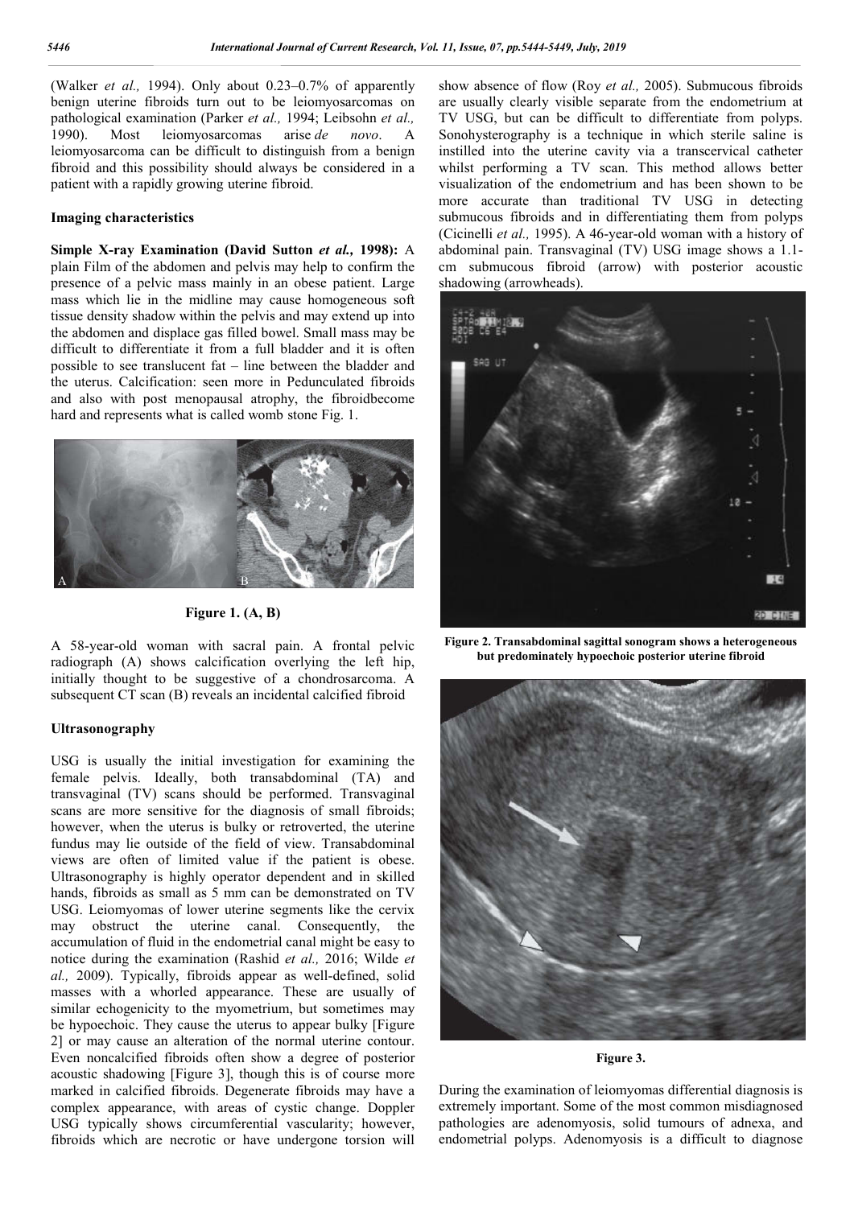(Walker *et al.,* 1994). Only about 0.23–0.7% of apparently benign uterine fibroids turn out to be leiomyosarcomas on pathological examination (Parker *et al.,* 1994; Leibsohn *et al.,* 1990). Most leiomyosarcomas arise *de novo*. A leiomyosarcoma can be difficult to distinguish from a benign fibroid and this possibility should always be considered in a patient with a rapidly growing uterine fibroid.

### Imaging characteristics

**Simple X-ray Examination (David Sutton *et al.,* 1998):** A plain Film of the abdomen and pelvis may help to confirm the presence of a pelvic mass mainly in an obese patient. Large mass which lie in the midline may cause homogeneous soft tissue density shadow within the pelvis and may extend up into the abdomen and displace gas filled bowel. Small mass may be difficult to differentiate it from a full bladder and it is often possible to see translucent fat – line between the bladder and the uterus. Calcification: seen more in Pedunculated fibroids and also with post menopausal atrophy, the fibroidbecome hard and represents what is called womb stone Fig. 1.

**Figure 1. (A, B)**

A 58-year-old woman with sacral pain. A frontal pelvic radiograph (A) shows calcification overlying the left hip, initially thought to be suggestive of a chondrosarcoma. A subsequent CT scan (B) reveals an incidental calcified fibroid

### Ultrasonography

USG is usually the initial investigation for examining the female pelvis. Ideally, both transabdominal (TA) and transvaginal (TV) scans should be performed. Transvaginal scans are more sensitive for the diagnosis of small fibroids; however, when the uterus is bulky or retroverted, the uterine fundus may lie outside of the field of view. Transabdominal views are often of limited value if the patient is obese. Ultrasonography is highly operator dependent and in skilled hands, fibroids as small as 5 mm can be demonstrated on TV USG. Leiomyomas of lower uterine segments like the cervix may obstruct the uterine canal. Consequently, the accumulation of fluid in the endometrial canal might be easy to notice during the examination (Rashid *et al.,* 2016; Wilde *et al.,* 2009). Typically, fibroids appear as well-defined, solid masses with a whorled appearance. These are usually of similar echogenicity to the myometrium, but sometimes may be hypoechoic. They cause the uterus to appear bulky [Figure 2] or may cause an alteration of the normal uterine contour. Even noncalcified fibroids often show a degree of posterior acoustic shadowing [Figure 3], though this is of course more marked in calcified fibroids. Degenerate fibroids may have a complex appearance, with areas of cystic change. Doppler USG typically shows circumferential vascularity; however, fibroids which are necrotic or have undergone torsion will show absence of flow (Roy *et al.,* 2005). Submucous fibroids are usually clearly visible separate from the endometrium at TV USG, but can be difficult to differentiate from polyps. Sonohysterography is a technique in which sterile saline is instilled into the uterine cavity via a transcervical catheter whilst performing a TV scan. This method allows better visualization of the endometrium and has been shown to be more accurate than traditional TV USG in detecting submucous fibroids and in differentiating them from polyps (Cicinelli *et al.,* 1995). A 46-year-old woman with a history of abdominal pain. Transvaginal (TV) USG image shows a 1.1-cm submucous fibroid (arrow) with posterior acoustic shadowing (arrowheads).

**Figure 2. Transabdominal sagittal sonogram shows a heterogeneous but predominately hypoechoic posterior uterine fibroid**

**Figure 3.**

During the examination of leiomyomas differential diagnosis is extremely important. Some of the most common misdiagnosed pathologies are adenomyosis, solid tumours of adnexa, and endometrial polyps. Adenomyosis is a difficult to diagnose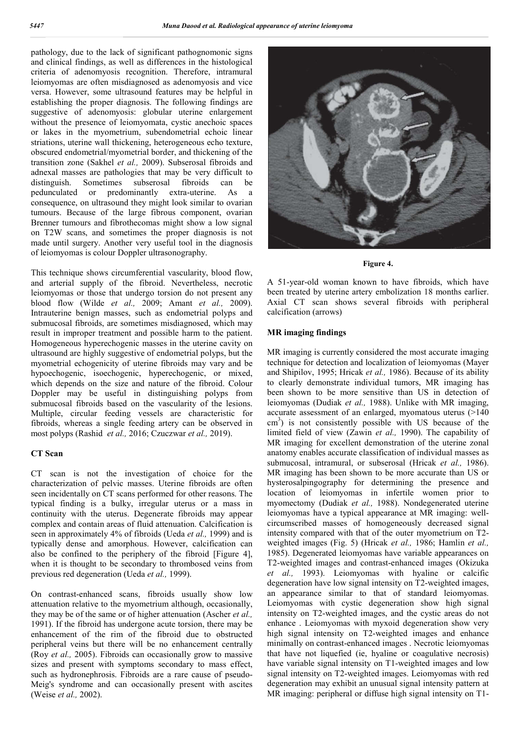pathology, due to the lack of significant pathognomonic signs and clinical findings, as well as differences in the histological criteria of adenomyosis recognition. Therefore, intramural leiomyomas are often misdiagnosed as adenomyosis and vice versa. However, some ultrasound features may be helpful in establishing the proper diagnosis. The following findings are suggestive of adenomyosis: globular uterine enlargement without the presence of leiomyomata, cystic anechoic spaces or lakes in the myometrium, subendometrial echoic linear striations, uterine wall thickening, heterogeneous echo texture, obscured endometrial/myometrial border, and thickening of the transition zone (Sakhel *et al.,* 2009). Subserosal fibroids and adnexal masses are pathologies that may be very difficult to distinguish. Sometimes subserosal fibroids can be pedunculated or predominantly extra-uterine. As a consequence, on ultrasound they might look similar to ovarian tumours. Because of the large fibrous component, ovarian Brenner tumours and fibrothecomas might show a low signal on T2W scans, and sometimes the proper diagnosis is not made until surgery. Another very useful tool in the diagnosis of leiomyomas is colour Doppler ultrasonography.

This technique shows circumferential vascularity, blood flow, and arterial supply of the fibroid. Nevertheless, necrotic leiomyomas or those that undergo torsion do not present any blood flow (Wilde *et al.,* 2009; Amant *et al.,* 2009). Intrauterine benign masses, such as endometrial polyps and submucosal fibroids, are sometimes misdiagnosed, which may result in improper treatment and possible harm to the patient. Homogeneous hyperechogenic masses in the uterine cavity on ultrasound are highly suggestive of endometrial polyps, but the myometrial echogenicity of uterine fibroids may vary and be hypoechogenic, isoechogenic, hyperechogenic, or mixed, which depends on the size and nature of the fibroid. Colour Doppler may be useful in distinguishing polyps from submucosal fibroids based on the vascularity of the lesions. Multiple, circular feeding vessels are characteristic for fibroids, whereas a single feeding artery can be observed in most polyps (Rashid *et al.,* 2016; Czuczwar *et al.,* 2019).

## CT Scan

CT scan is not the investigation of choice for the characterization of pelvic masses. Uterine fibroids are often seen incidentally on CT scans performed for other reasons. The typical finding is a bulky, irregular uterus or a mass in continuity with the uterus. Degenerate fibroids may appear complex and contain areas of fluid attenuation. Calcification is seen in approximately 4% of fibroids (Ueda *et al.,* 1999) and is typically dense and amorphous. However, calcification can also be confined to the periphery of the fibroid [Figure 4], when it is thought to be secondary to thrombosed veins from previous red degeneration (Ueda *et al.,* 1999).

On contrast-enhanced scans, fibroids usually show low attenuation relative to the myometrium although, occasionally, they may be of the same or of higher attenuation (Ascher *et al.,* 1991). If the fibroid has undergone acute torsion, there may be enhancement of the rim of the fibroid due to obstructed peripheral veins but there will be no enhancement centrally (Roy *et al.,* 2005). Fibroids can occasionally grow to massive sizes and present with symptoms secondary to mass effect, such as hydronephrosis. Fibroids are a rare cause of pseudo-Meig's syndrome and can occasionally present with ascites (Weise *et al.,* 2002).

**Figure 4.**

A 51-year-old woman known to have fibroids, which have been treated by uterine artery embolization 18 months earlier. Axial CT scan shows several fibroids with peripheral calcification (arrows)

## MR imaging findings

MR imaging is currently considered the most accurate imaging technique for detection and localization of leiomyomas (Mayer and Shipilov, 1995; Hricak *et al.,* 1986). Because of its ability to clearly demonstrate individual tumors, MR imaging has been shown to be more sensitive than US in detection of leiomyomas (Dudiak *et al.,* 1988). Unlike with MR imaging, accurate assessment of an enlarged, myomatous uterus (>140 $cm^3$) is not consistently possible with US because of the limited field of view (Zawin *et al.,* 1990). The capability of MR imaging for excellent demonstration of the uterine zonal anatomy enables accurate classification of individual masses as submucosal, intramural, or subserosal (Hricak *et al.,* 1986). MR imaging has been shown to be more accurate than US or hysterosalpingography for determining the presence and location of leiomyomas in infertile women prior to myomectomy (Dudiak *et al.,* 1988). Nondegenerated uterine leiomyomas have a typical appearance at MR imaging: well-circumscribed masses of homogeneously decreased signal intensity compared with that of the outer myometrium on T2-weighted images (Fig. 5) (Hricak *et al.,* 1986; Hamlin *et al.,* 1985). Degenerated leiomyomas have variable appearances on T2-weighted images and contrast-enhanced images (Okizuka *et al.,* 1993). Leiomyomas with hyaline or calcific degeneration have low signal intensity on T2-weighted images, an appearance similar to that of standard leiomyomas. Leiomyomas with cystic degeneration show high signal intensity on T2-weighted images, and the cystic areas do not enhance . Leiomyomas with myxoid degeneration show very high signal intensity on T2-weighted images and enhance minimally on contrast-enhanced images . Necrotic leiomyomas that have not liquefied (ie, hyaline or coagulative necrosis) have variable signal intensity on T1-weighted images and low signal intensity on T2-weighted images. Leiomyomas with red degeneration may exhibit an unusual signal intensity pattern at MR imaging: peripheral or diffuse high signal intensity on T1-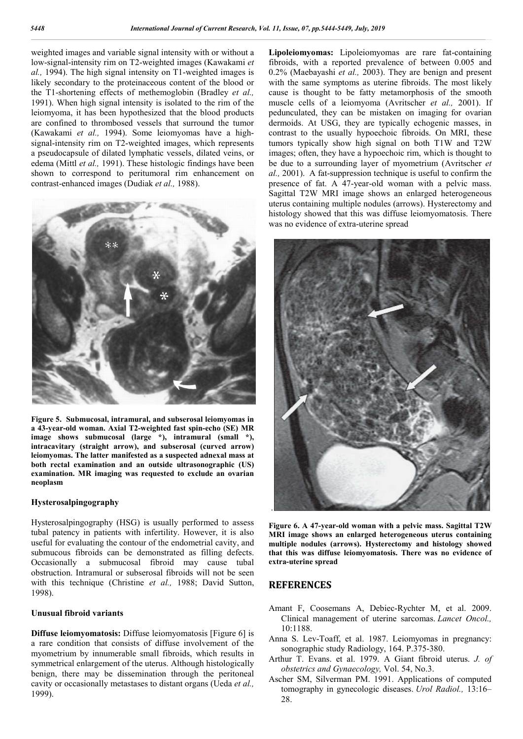weighted images and variable signal intensity with or without a low-signal-intensity rim on T2-weighted images (Kawakami *et al.,* 1994). The high signal intensity on T1-weighted images is likely secondary to the proteinaceous content of the blood or the T1-shortening effects of methemoglobin (Bradley *et al.,* 1991). When high signal intensity is isolated to the rim of the leiomyoma, it has been hypothesized that the blood products are confined to thrombosed vessels that surround the tumor (Kawakami *et al.,* 1994). Some leiomyomas have a high-signal-intensity rim on T2-weighted images, which represents a pseudocapsule of dilated lymphatic vessels, dilated veins, or edema (Mittl *et al.,* 1991). These histologic findings have been shown to correspond to peritumoral rim enhancement on contrast-enhanced images (Dudiak *et al.,* 1988).

**Figure 5. Submucosal, intramural, and subserosal leiomyomas in a 43-year-old woman. Axial T2-weighted fast spin-echo (SE) MR image shows submucosal (large *), intramural (small *), intracavitary (straight arrow), and subserosal (curved arrow) leiomyomas. The latter manifested as a suspected adnexal mass at both rectal examination and an outside ultrasonographic (US) examination. MR imaging was requested to exclude an ovarian neoplasm**

### Hysterosalpingography

Hysterosalpingography (HSG) is usually performed to assess tubal patency in patients with infertility. However, it is also useful for evaluating the contour of the endometrial cavity, and submucous fibroids can be demonstrated as filling defects. Occasionally a submucosal fibroid may cause tubal obstruction. Intramural or subserosal fibroids will not be seen with this technique (Christine *et al.,* 1988; David Sutton, 1998).

### Unusual fibroid variants

**Diffuse leiomyomatosis:** Diffuse leiomyomatosis [Figure 6] is a rare condition that consists of diffuse involvement of the myometrium by innumerable small fibroids, which results in symmetrical enlargement of the uterus. Although histologically benign, there may be dissemination through the peritoneal cavity or occasionally metastases to distant organs (Ueda *et al.,* 1999).

**Lipoleiomyomas:** Lipoleiomyomas are rare fat-containing fibroids, with a reported prevalence of between 0.005 and 0.2% (Maebayashi *et al.,* 2003). They are benign and present with the same symptoms as uterine fibroids. The most likely cause is thought to be fatty metamorphosis of the smooth muscle cells of a leiomyoma (Avritscher *et al.,* 2001). If pedunculated, they can be mistaken on imaging for ovarian dermoids. At USG, they are typically echogenic masses, in contrast to the usually hypoechoic fibroids. On MRI, these tumors typically show high signal on both T1W and T2W images; often, they have a hypoechoic rim, which is thought to be due to a surrounding layer of myometrium (Avritscher *et al.,* 2001). A fat-suppression technique is useful to confirm the presence of fat. A 47-year-old woman with a pelvic mass. Sagittal T2W MRI image shows an enlarged heterogeneous uterus containing multiple nodules (arrows). Hysterectomy and histology showed that this was diffuse leiomyomatosis. There was no evidence of extra-uterine spread

**Figure 6. A 47-year-old woman with a pelvic mass. Sagittal T2W MRI image shows an enlarged heterogeneous uterus containing multiple nodules (arrows). Hysterectomy and histology showed that this was diffuse leiomyomatosis. There was no evidence of extra-uterine spread**

## REFERENCES

- Amant F, Coosemans A, Debiec-Rychter M, et al. 2009. Clinical management of uterine sarcomas. *Lancet Oncol.,* 10:1188.
- Anna S. Lev-Toaff, et al. 1987. Leiomyomas in pregnancy: sonographic study Radiology, 164. P.375-380.
- Arthur T. Evans. et al. 1979. A Giant fibroid uterus. *J. of obstetrics and Gynaecology,* Vol. 54, No.3.
- Ascher SM, Silverman PM. 1991. Applications of computed tomography in gynecologic diseases. *Urol Radiol.,* 13:16–28.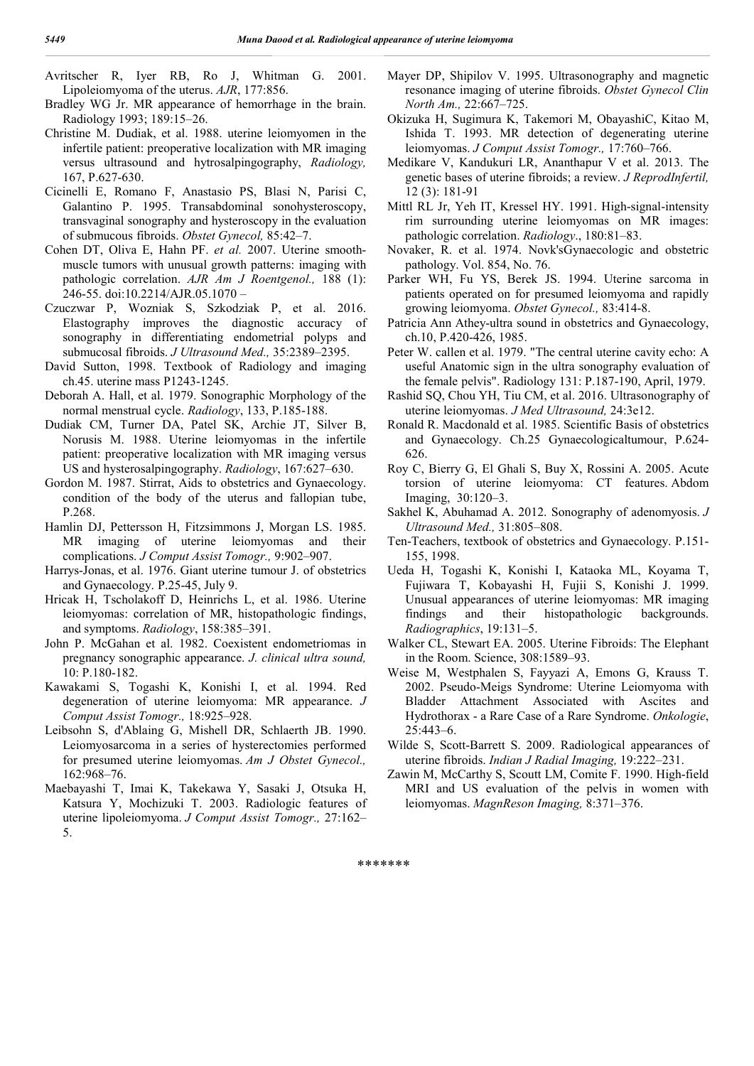Avritscher R, Iyer RB, Ro J, Whitman G. 2001. Lipoleiomyoma of the uterus. *AJR*, 177:856.

Bradley WG Jr. MR appearance of hemorrhage in the brain. Radiology 1993; 189:15–26.

Christine M. Dudiak, et al. 1988. uterine leiomyomen in the infertile patient: preoperative localization with MR imaging versus ultrasound and hytrosalpingography, *Radiology,* 167, P.627-630.

Cicinelli E, Romano F, Anastasio PS, Blasi N, Parisi C, Galantino P. 1995. Transabdominal sonohysteroscopy, transvaginal sonography and hysteroscopy in the evaluation of submucous fibroids. *Obstet Gynecol,* 85:42–7.

Cohen DT, Oliva E, Hahn PF. *et al.* 2007. Uterine smooth-muscle tumors with unusual growth patterns: imaging with pathologic correlation. *AJR Am J Roentgenol.,* 188 (1): 246-55. doi:10.2214/AJR.05.1070 –

Czuczwar P, Wozniak S, Szkodziak P, et al. 2016. Elastography improves the diagnostic accuracy of sonography in differentiating endometrial polyps and submucosal fibroids. *J Ultrasound Med.,* 35:2389–2395.

David Sutton, 1998. Textbook of Radiology and imaging ch.45. uterine mass P1243-1245.

Deborah A. Hall, et al. 1979. Sonographic Morphology of the normal menstrual cycle. *Radiology*, 133, P.185-188.

Dudiak CM, Turner DA, Patel SK, Archie JT, Silver B, Norusis M. 1988. Uterine leiomyomas in the infertile patient: preoperative localization with MR imaging versus US and hysterosalpingography. *Radiology*, 167:627–630.

Gordon M. 1987. Stirrat, Aids to obstetrics and Gynaecology. condition of the body of the uterus and fallopian tube, P.268.

Hamlin DJ, Pettersson H, Fitzsimmons J, Morgan LS. 1985. MR imaging of uterine leiomyomas and their complications. *J Comput Assist Tomogr.,* 9:902–907.

Harrys-Jonas, et al. 1976. Giant uterine tumour J. of obstetrics and Gynaecology. P.25-45, July 9.

Hricak H, Tscholakoff D, Heinrichs L, et al. 1986. Uterine leiomyomas: correlation of MR, histopathologic findings, and symptoms. *Radiology*, 158:385–391.

John P. McGahan et al. 1982. Coexistent endometriomas in pregnancy sonographic appearance. *J. clinical ultra sound,* 10: P.180-182.

Kawakami S, Togashi K, Konishi I, et al. 1994. Red degeneration of uterine leiomyoma: MR appearance. *J Comput Assist Tomogr.,* 18:925–928.

Leibsohn S, d'Ablaing G, Mishell DR, Schlaerth JB. 1990. Leiomyosarcoma in a series of hysterectomies performed for presumed uterine leiomyomas. *Am J Obstet Gynecol.,* 162:968–76.

Maebayashi T, Imai K, Takekawa Y, Sasaki J, Otsuka H, Katsura Y, Mochizuki T. 2003. Radiologic features of uterine lipoleiomyoma. *J Comput Assist Tomogr.,* 27:162–5.

Mayer DP, Shipilov V. 1995. Ultrasonography and magnetic resonance imaging of uterine fibroids. *Obstet Gynecol Clin North Am.,* 22:667–725.

Okizuka H, Sugimura K, Takemori M, ObayashiC, Kitao M, Ishida T. 1993. MR detection of degenerating uterine leiomyomas. *J Comput Assist Tomogr.,* 17:760–766.

Medikare V, Kandukuri LR, Ananthapur V et al. 2013. The genetic bases of uterine fibroids; a review. *J ReprodInfertil,* 12 (3): 181-91

Mittl RL Jr, Yeh IT, Kressel HY. 1991. High-signal-intensity rim surrounding uterine leiomyomas on MR images: pathologic correlation. *Radiology*., 180:81–83.

Novaker, R. et al. 1974. Novk'sGynaecologic and obstetric pathology. Vol. 854, No. 76.

Parker WH, Fu YS, Berek JS. 1994. Uterine sarcoma in patients operated on for presumed leiomyoma and rapidly growing leiomyoma. *Obstet Gynecol.,* 83:414-8.

Patricia Ann Athey-ultra sound in obstetrics and Gynaecology, ch.10, P.420-426, 1985.

Peter W. callen et al. 1979. "The central uterine cavity echo: A useful Anatomic sign in the ultra sonography evaluation of the female pelvis". Radiology 131: P.187-190, April, 1979.

Rashid SQ, Chou YH, Tiu CM, et al. 2016. Ultrasonography of uterine leiomyomas. *J Med Ultrasound,* 24:3e12.

Ronald R. Macdonald et al. 1985. Scientific Basis of obstetrics and Gynaecology. Ch.25 Gynaecologicaltumour, P.624-626.

Roy C, Bierry G, El Ghali S, Buy X, Rossini A. 2005. Acute torsion of uterine leiomyoma: CT features. Abdom Imaging, 30:120–3.

Sakhel K, Abuhamad A. 2012. Sonography of adenomyosis. *J Ultrasound Med.,* 31:805–808.

Ten-Teachers, textbook of obstetrics and Gynaecology. P.151-155, 1998.

Ueda H, Togashi K, Konishi I, Kataoka ML, Koyama T, Fujiwara T, Kobayashi H, Fujii S, Konishi J. 1999. Unusual appearances of uterine leiomyomas: MR imaging findings and their histopathologic backgrounds. *Radiographics*, 19:131–5.

Walker CL, Stewart EA. 2005. Uterine Fibroids: The Elephant in the Room. Science, 308:1589–93.

Weise M, Westphalen S, Fayyazi A, Emons G, Krauss T. 2002. Pseudo-Meigs Syndrome: Uterine Leiomyoma with Bladder Attachment Associated with Ascites and Hydrothorax - a Rare Case of a Rare Syndrome. *Onkologie*, 25:443–6.

Wilde S, Scott-Barrett S. 2009. Radiological appearances of uterine fibroids. *Indian J Radial Imaging,* 19:222–231.

Zawin M, McCarthy S, Scoutt LM, Comite F. 1990. High-field MRI and US evaluation of the pelvis in women with leiomyomas. *MagnReson Imaging,* 8:371–376.

*******